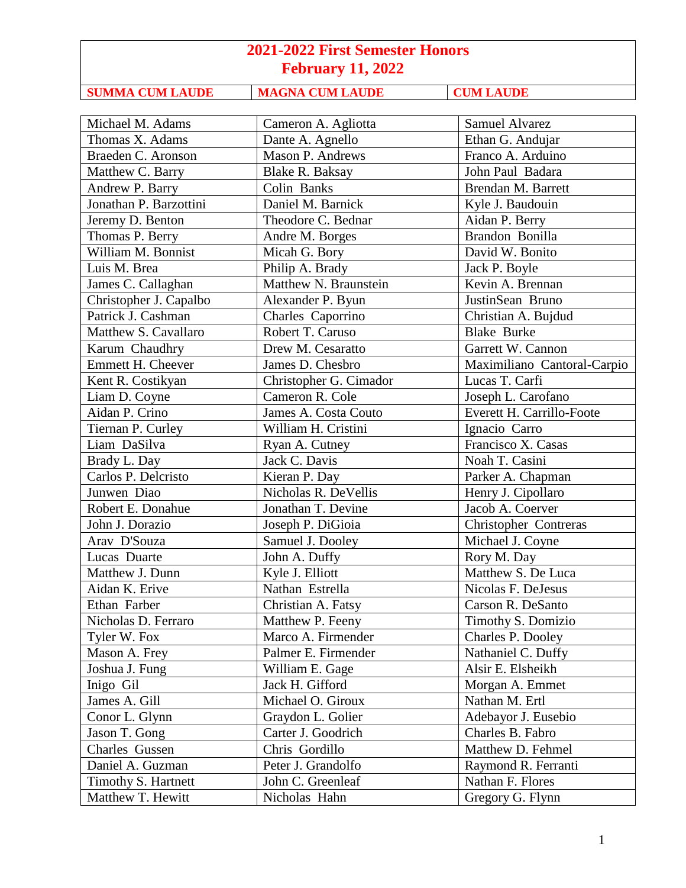# 2021-2022 First Semester Honors
## February 11, 2022

| SUMMA CUM LAUDE | MAGNA CUM LAUDE | CUM LAUDE |
|---|---|---|
| Michael M. Adams | Cameron A. Agliotta | Samuel Alvarez |
| Thomas X. Adams | Dante A. Agnello | Ethan G. Andujar |
| Braeden C. Aronson | Mason P. Andrews | Franco A. Arduino |
| Matthew C. Barry | Blake R. Baksay | John Paul Badara |
| Andrew P. Barry | Colin Banks | Brendan M. Barrett |
| Jonathan P. Barzottini | Daniel M. Barnick | Kyle J. Baudouin |
| Jeremy D. Benton | Theodore C. Bednar | Aidan P. Berry |
| Thomas P. Berry | Andre M. Borges | Brandon Bonilla |
| William M. Bonnist | Micah G. Bory | David W. Bonito |
| Luis M. Brea | Philip A. Brady | Jack P. Boyle |
| James C. Callaghan | Matthew N. Braunstein | Kevin A. Brennan |
| Christopher J. Capalbo | Alexander P. Byun | JustinSean Bruno |
| Patrick J. Cashman | Charles Caporrino | Christian A. Bujdud |
| Matthew S. Cavallaro | Robert T. Caruso | Blake Burke |
| Karum Chaudhry | Drew M. Cesaratto | Garrett W. Cannon |
| Emmett H. Cheever | James D. Chesbro | Maximiliano Cantoral-Carpio |
| Kent R. Costikyan | Christopher G. Cimador | Lucas T. Carfi |
| Liam D. Coyne | Cameron R. Cole | Joseph L. Carofano |
| Aidan P. Crino | James A. Costa Couto | Everett H. Carrillo-Foote |
| Tiernan P. Curley | William H. Cristini | Ignacio Carro |
| Liam DaSilva | Ryan A. Cutney | Francisco X. Casas |
| Brady L. Day | Jack C. Davis | Noah T. Casini |
| Carlos P. Delcristo | Kieran P. Day | Parker A. Chapman |
| Junwen Diao | Nicholas R. DeVellis | Henry J. Cipollaro |
| Robert E. Donahue | Jonathan T. Devine | Jacob A. Coerver |
| John J. Dorazio | Joseph P. DiGioia | Christopher Contreras |
| Arav D'Souza | Samuel J. Dooley | Michael J. Coyne |
| Lucas Duarte | John A. Duffy | Rory M. Day |
| Matthew J. Dunn | Kyle J. Elliott | Matthew S. De Luca |
| Aidan K. Erive | Nathan Estrella | Nicolas F. DeJesus |
| Ethan Farber | Christian A. Fatsy | Carson R. DeSanto |
| Nicholas D. Ferraro | Matthew P. Feeny | Timothy S. Domizio |
| Tyler W. Fox | Marco A. Firmender | Charles P. Dooley |
| Mason A. Frey | Palmer E. Firmender | Nathaniel C. Duffy |
| Joshua J. Fung | William E. Gage | Alsir E. Elsheikh |
| Inigo Gil | Jack H. Gifford | Morgan A. Emmet |
| James A. Gill | Michael O. Giroux | Nathan M. Ertl |
| Conor L. Glynn | Graydon L. Golier | Adebayor J. Eusebio |
| Jason T. Gong | Carter J. Goodrich | Charles B. Fabro |
| Charles Gussen | Chris Gordillo | Matthew D. Fehmel |
| Daniel A. Guzman | Peter J. Grandolfo | Raymond R. Ferranti |
| Timothy S. Hartnett | John C. Greenleaf | Nathan F. Flores |
| Matthew T. Hewitt | Nicholas Hahn | Gregory G. Flynn |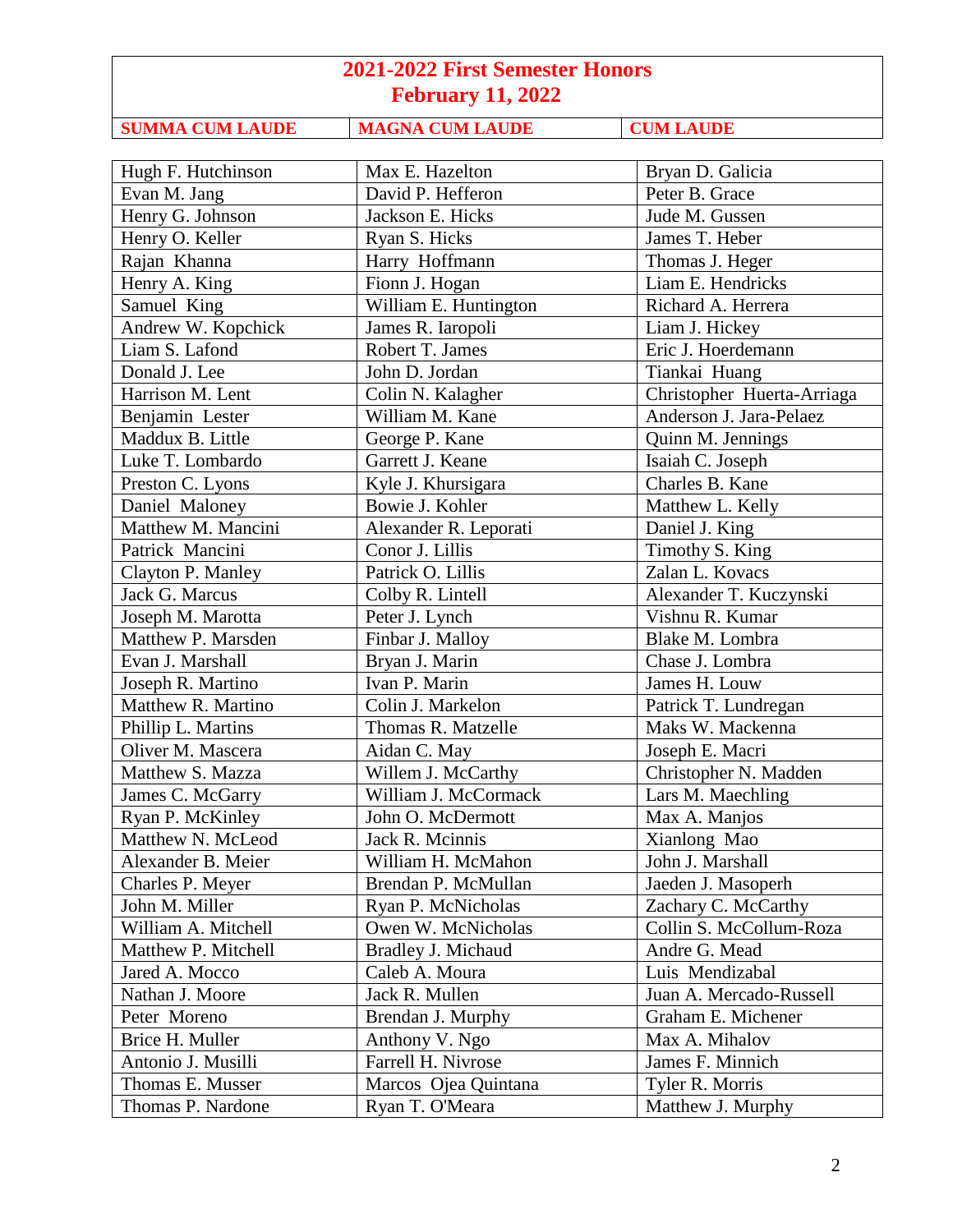# 2021-2022 First Semester Honors
## February 11, 2022

| SUMMA CUM LAUDE | MAGNA CUM LAUDE | CUM LAUDE |
|---|---|---|
| Hugh F. Hutchinson | Max E. Hazelton | Bryan D. Galicia |
| Evan M. Jang | David P. Hefferon | Peter B. Grace |
| Henry G. Johnson | Jackson E. Hicks | Jude M. Gussen |
| Henry O. Keller | Ryan S. Hicks | James T. Heber |
| Rajan Khanna | Harry Hoffmann | Thomas J. Heger |
| Henry A. King | Fionn J. Hogan | Liam E. Hendricks |
| Samuel King | William E. Huntington | Richard A. Herrera |
| Andrew W. Kopchick | James R. Iaropoli | Liam J. Hickey |
| Liam S. Lafond | Robert T. James | Eric J. Hoerdemann |
| Donald J. Lee | John D. Jordan | Tiankai Huang |
| Harrison M. Lent | Colin N. Kalagher | Christopher Huerta-Arriaga |
| Benjamin Lester | William M. Kane | Anderson J. Jara-Pelaez |
| Maddux B. Little | George P. Kane | Quinn M. Jennings |
| Luke T. Lombardo | Garrett J. Keane | Isaiah C. Joseph |
| Preston C. Lyons | Kyle J. Khursigara | Charles B. Kane |
| Daniel Maloney | Bowie J. Kohler | Matthew L. Kelly |
| Matthew M. Mancini | Alexander R. Leporati | Daniel J. King |
| Patrick Mancini | Conor J. Lillis | Timothy S. King |
| Clayton P. Manley | Patrick O. Lillis | Zalan L. Kovacs |
| Jack G. Marcus | Colby R. Lintell | Alexander T. Kuczynski |
| Joseph M. Marotta | Peter J. Lynch | Vishnu R. Kumar |
| Matthew P. Marsden | Finbar J. Malloy | Blake M. Lombra |
| Evan J. Marshall | Bryan J. Marin | Chase J. Lombra |
| Joseph R. Martino | Ivan P. Marin | James H. Louw |
| Matthew R. Martino | Colin J. Markelon | Patrick T. Lundregan |
| Phillip L. Martins | Thomas R. Matzelle | Maks W. Mackenna |
| Oliver M. Mascera | Aidan C. May | Joseph E. Macri |
| Matthew S. Mazza | Willem J. McCarthy | Christopher N. Madden |
| James C. McGarry | William J. McCormack | Lars M. Maechling |
| Ryan P. McKinley | John O. McDermott | Max A. Manjos |
| Matthew N. McLeod | Jack R. Mcinnis | Xianlong Mao |
| Alexander B. Meier | William H. McMahon | John J. Marshall |
| Charles P. Meyer | Brendan P. McMullan | Jaeden J. Masoperh |
| John M. Miller | Ryan P. McNicholas | Zachary C. McCarthy |
| William A. Mitchell | Owen W. McNicholas | Collin S. McCollum-Roza |
| Matthew P. Mitchell | Bradley J. Michaud | Andre G. Mead |
| Jared A. Mocco | Caleb A. Moura | Luis Mendizabal |
| Nathan J. Moore | Jack R. Mullen | Juan A. Mercado-Russell |
| Peter Moreno | Brendan J. Murphy | Graham E. Michener |
| Brice H. Muller | Anthony V. Ngo | Max A. Mihalov |
| Antonio J. Musilli | Farrell H. Nivrose | James F. Minnich |
| Thomas E. Musser | Marcos Ojea Quintana | Tyler R. Morris |
| Thomas P. Nardone | Ryan T. O'Meara | Matthew J. Murphy |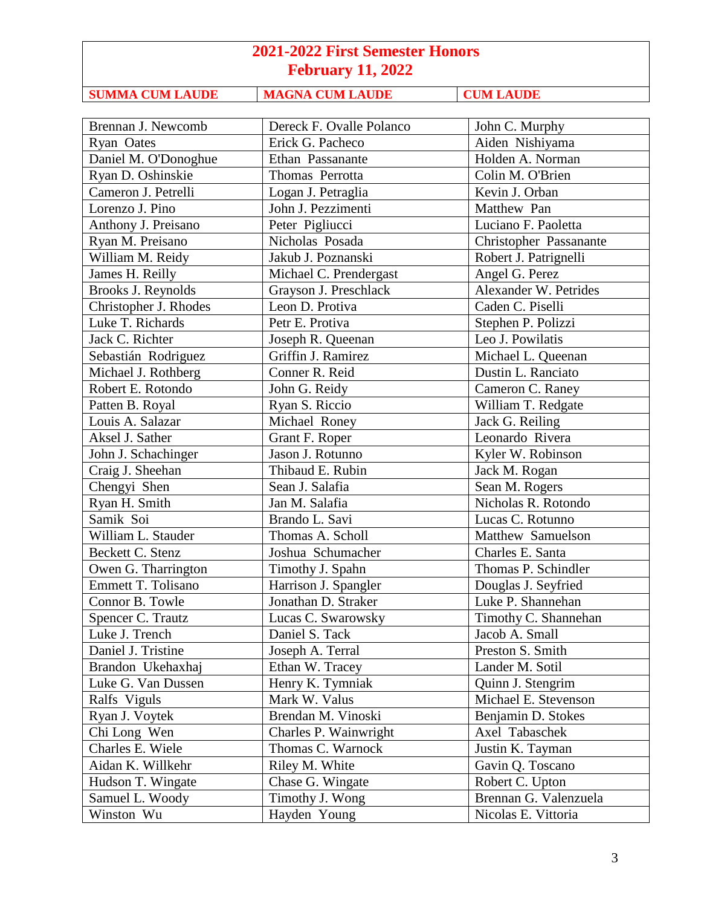# 2021-2022 First Semester Honors
## February 11, 2022

| SUMMA CUM LAUDE | MAGNA CUM LAUDE | CUM LAUDE |
|---|---|---|
| Brennan J. Newcomb | Dereck F. Ovalle Polanco | John C. Murphy |
| Ryan Oates | Erick G. Pacheco | Aiden Nishiyama |
| Daniel M. O'Donoghue | Ethan Passanante | Holden A. Norman |
| Ryan D. Oshinskie | Thomas Perrotta | Colin M. O'Brien |
| Cameron J. Petrelli | Logan J. Petraglia | Kevin J. Orban |
| Lorenzo J. Pino | John J. Pezzimenti | Matthew Pan |
| Anthony J. Preisano | Peter Pigliucci | Luciano F. Paoletta |
| Ryan M. Preisano | Nicholas Posada | Christopher Passanante |
| William M. Reidy | Jakub J. Poznanski | Robert J. Patrignelli |
| James H. Reilly | Michael C. Prendergast | Angel G. Perez |
| Brooks J. Reynolds | Grayson J. Preschlack | Alexander W. Petrides |
| Christopher J. Rhodes | Leon D. Protiva | Caden C. Piselli |
| Luke T. Richards | Petr E. Protiva | Stephen P. Polizzi |
| Jack C. Richter | Joseph R. Queenan | Leo J. Powilatis |
| Sebastián Rodriguez | Griffin J. Ramirez | Michael L. Queenan |
| Michael J. Rothberg | Conner R. Reid | Dustin L. Ranciato |
| Robert E. Rotondo | John G. Reidy | Cameron C. Raney |
| Patten B. Royal | Ryan S. Riccio | William T. Redgate |
| Louis A. Salazar | Michael Roney | Jack G. Reiling |
| Aksel J. Sather | Grant F. Roper | Leonardo Rivera |
| John J. Schachinger | Jason J. Rotunno | Kyler W. Robinson |
| Craig J. Sheehan | Thibaud E. Rubin | Jack M. Rogan |
| Chengyi Shen | Sean J. Salafia | Sean M. Rogers |
| Ryan H. Smith | Jan M. Salafia | Nicholas R. Rotondo |
| Samik Soi | Brando L. Savi | Lucas C. Rotunno |
| William L. Stauder | Thomas A. Scholl | Matthew Samuelson |
| Beckett C. Stenz | Joshua Schumacher | Charles E. Santa |
| Owen G. Tharrington | Timothy J. Spahn | Thomas P. Schindler |
| Emmett T. Tolisano | Harrison J. Spangler | Douglas J. Seyfried |
| Connor B. Towle | Jonathan D. Straker | Luke P. Shannehan |
| Spencer C. Trautz | Lucas C. Swarowsky | Timothy C. Shannehan |
| Luke J. Trench | Daniel S. Tack | Jacob A. Small |
| Daniel J. Tristine | Joseph A. Terral | Preston S. Smith |
| Brandon Ukehaxhaj | Ethan W. Tracey | Lander M. Sotil |
| Luke G. Van Dussen | Henry K. Tymniak | Quinn J. Stengrim |
| Ralfs Viguls | Mark W. Valus | Michael E. Stevenson |
| Ryan J. Voytek | Brendan M. Vinoski | Benjamin D. Stokes |
| Chi Long Wen | Charles P. Wainwright | Axel Tabaschek |
| Charles E. Wiele | Thomas C. Warnock | Justin K. Tayman |
| Aidan K. Willkehr | Riley M. White | Gavin Q. Toscano |
| Hudson T. Wingate | Chase G. Wingate | Robert C. Upton |
| Samuel L. Woody | Timothy J. Wong | Brennan G. Valenzuela |
| Winston Wu | Hayden Young | Nicolas E. Vittoria |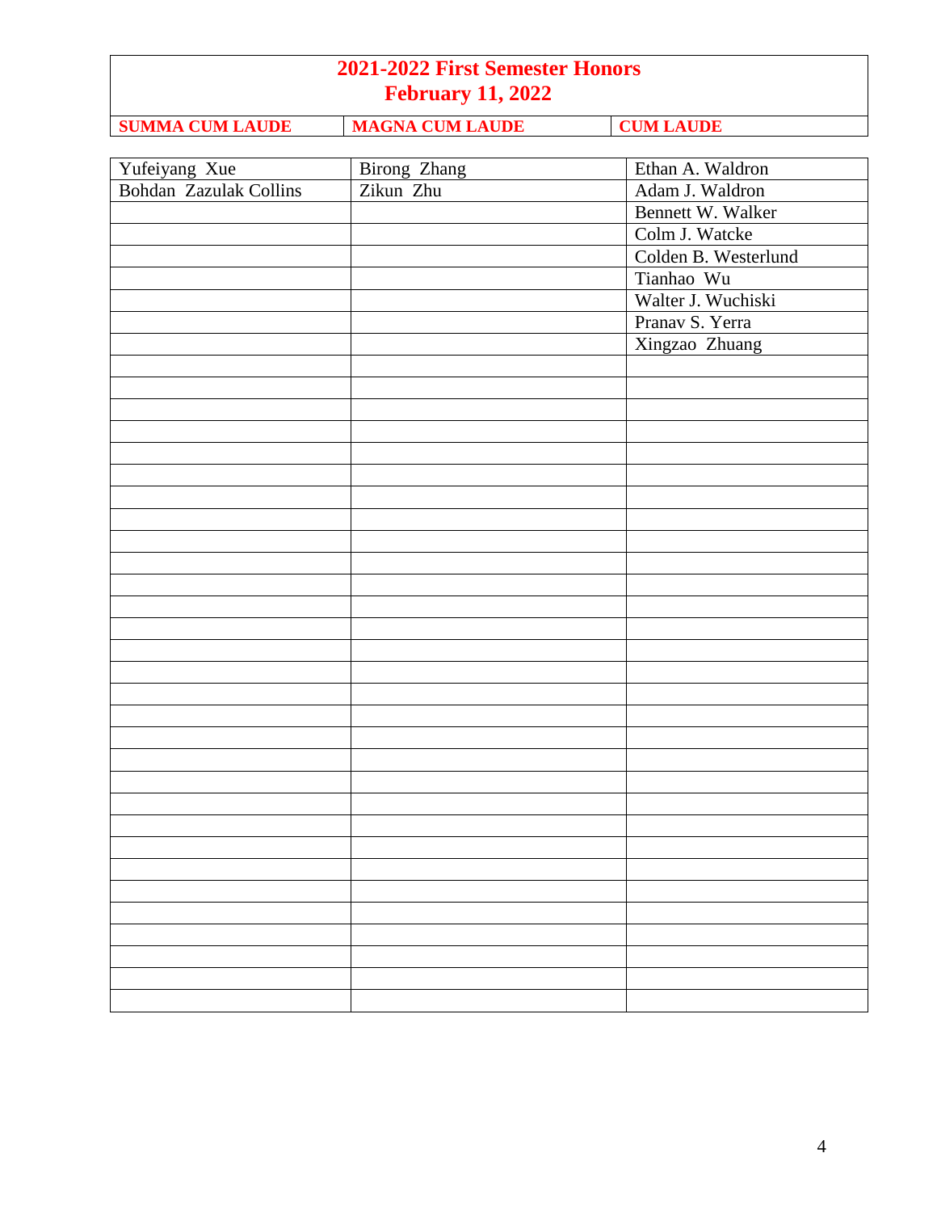## 2021-2022 First Semester Honors
## February 11, 2022

| SUMMA CUM LAUDE | MAGNA CUM LAUDE | CUM LAUDE |
|---|---|---|
| Yufeiyang Xue | Birong Zhang | Ethan A. Waldron |
| Bohdan Zazulak Collins | Zikun Zhu | Adam J. Waldron |
| | | Bennett W. Walker |
| | | Colm J. Watcke |
| | | Colden B. Westerlund |
| | | Tianhao Wu |
| | | Walter J. Wuchiski |
| | | Pranav S. Yerra |
| | | Xingzao Zhuang |